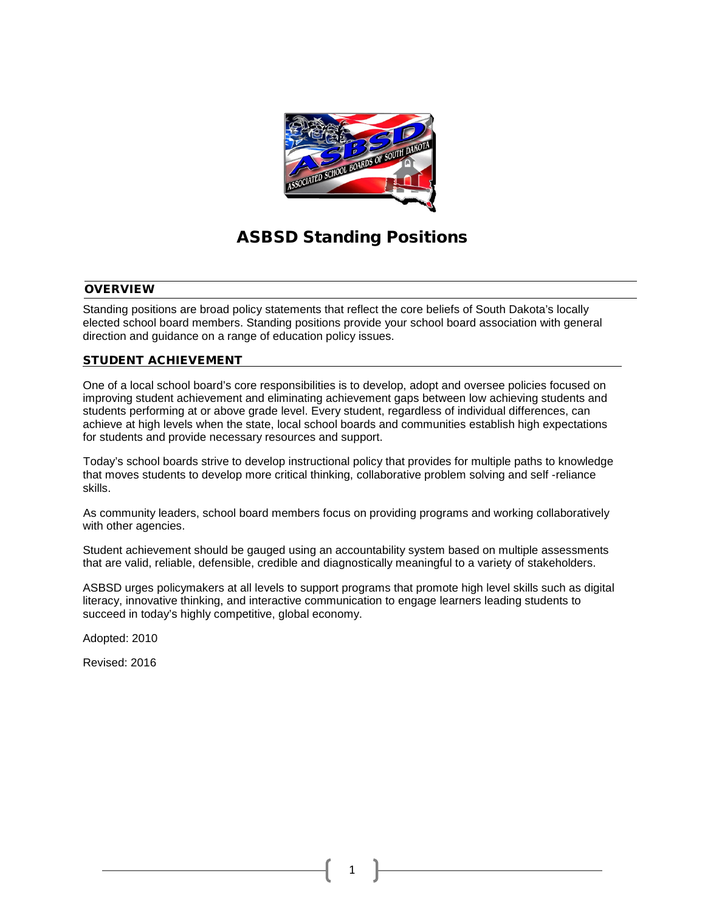# ASBSD Standing Positions

## OVERVIEW

Standing positions are broad policy statements that reflect the core beliefs of South Dakota's locally elected school board members. Standing positions provide your school board association with general direction and guidance on a range of education policy issues.

## STUDENT ACHIEVEMENT

One of a local school board's core responsibilities is to develop, adopt and oversee policies focused on improving student achievement and eliminating achievement gaps between low achieving students and students performing at or above grade level. Every student, regardless of individual differences, can achieve at high levels when the state, local school boards and communities establish high expectations for students and provide necessary resources and support.

Today's school boards strive to develop instructional policy that provides for multiple paths to knowledge that moves students to develop more critical thinking, collaborative problem solving and self -reliance skills.

As community leaders, school board members focus on providing programs and working collaboratively with other agencies.

Student achievement should be gauged using an accountability system based on multiple assessments that are valid, reliable, defensible, credible and diagnostically meaningful to a variety of stakeholders.

ASBSD urges policymakers at all levels to support programs that promote high level skills such as digital literacy, innovative thinking, and interactive communication to engage learners leading students to succeed in today's highly competitive, global economy.

Adopted: 2010

Revised: 2016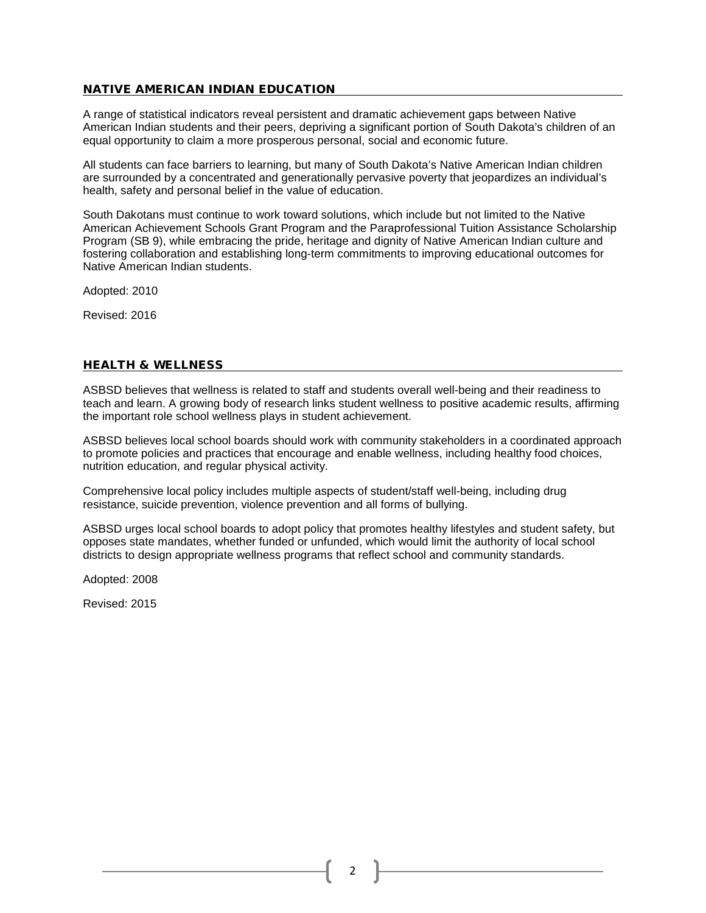## NATIVE AMERICAN INDIAN EDUCATION

A range of statistical indicators reveal persistent and dramatic achievement gaps between Native American Indian students and their peers, depriving a significant portion of South Dakota's children of an equal opportunity to claim a more prosperous personal, social and economic future.

All students can face barriers to learning, but many of South Dakota's Native American Indian children are surrounded by a concentrated and generationally pervasive poverty that jeopardizes an individual's health, safety and personal belief in the value of education.

South Dakotans must continue to work toward solutions, which include but not limited to the Native American Achievement Schools Grant Program and the Paraprofessional Tuition Assistance Scholarship Program (SB 9), while embracing the pride, heritage and dignity of Native American Indian culture and fostering collaboration and establishing long-term commitments to improving educational outcomes for Native American Indian students.

Adopted: 2010

Revised: 2016

## HEALTH & WELLNESS

ASBSD believes that wellness is related to staff and students overall well-being and their readiness to teach and learn. A growing body of research links student wellness to positive academic results, affirming the important role school wellness plays in student achievement.

ASBSD believes local school boards should work with community stakeholders in a coordinated approach to promote policies and practices that encourage and enable wellness, including healthy food choices, nutrition education, and regular physical activity.

Comprehensive local policy includes multiple aspects of student/staff well-being, including drug resistance, suicide prevention, violence prevention and all forms of bullying.

ASBSD urges local school boards to adopt policy that promotes healthy lifestyles and student safety, but opposes state mandates, whether funded or unfunded, which would limit the authority of local school districts to design appropriate wellness programs that reflect school and community standards.

Adopted: 2008

Revised: 2015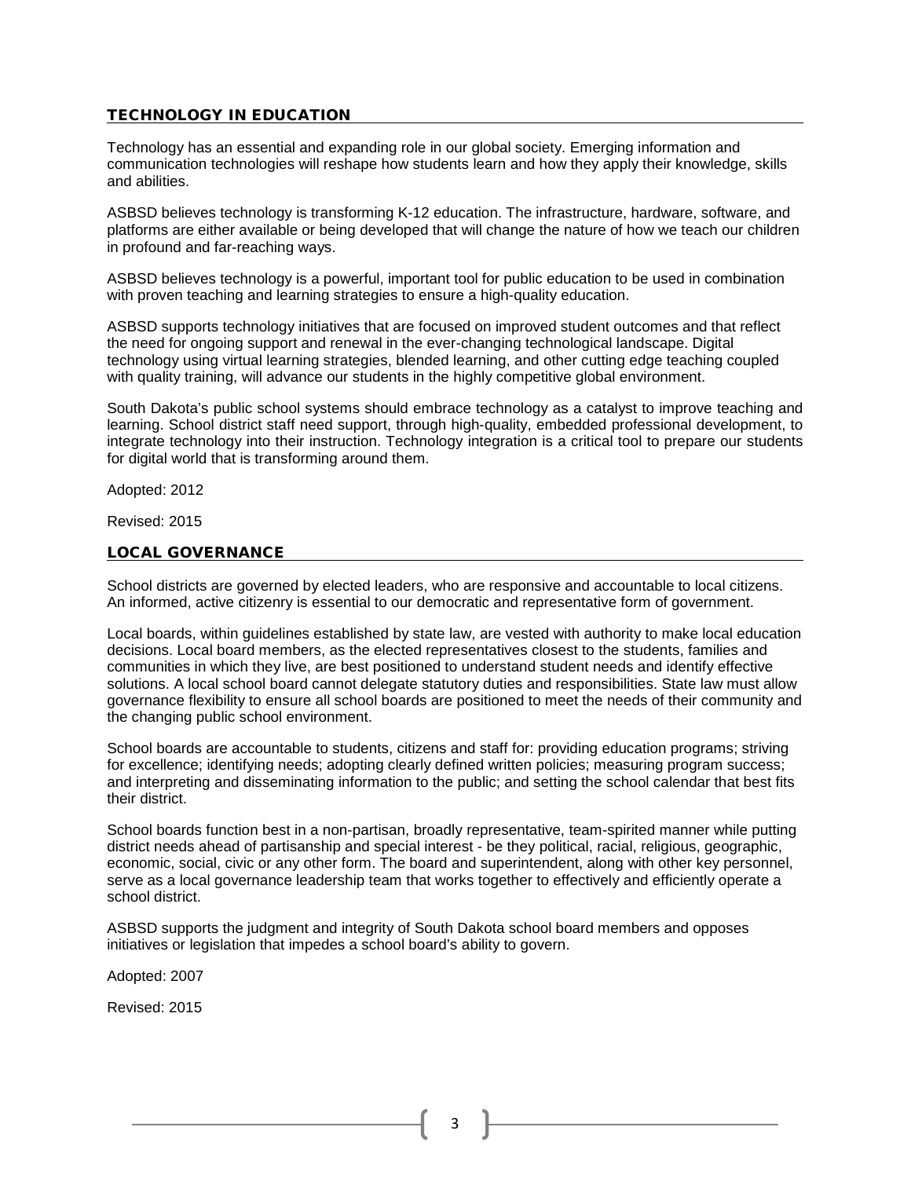## TECHNOLOGY IN EDUCATION

Technology has an essential and expanding role in our global society. Emerging information and communication technologies will reshape how students learn and how they apply their knowledge, skills and abilities.

ASBSD believes technology is transforming K-12 education. The infrastructure, hardware, software, and platforms are either available or being developed that will change the nature of how we teach our children in profound and far-reaching ways.

ASBSD believes technology is a powerful, important tool for public education to be used in combination with proven teaching and learning strategies to ensure a high-quality education.

ASBSD supports technology initiatives that are focused on improved student outcomes and that reflect the need for ongoing support and renewal in the ever-changing technological landscape. Digital technology using virtual learning strategies, blended learning, and other cutting edge teaching coupled with quality training, will advance our students in the highly competitive global environment.

South Dakota's public school systems should embrace technology as a catalyst to improve teaching and learning. School district staff need support, through high-quality, embedded professional development, to integrate technology into their instruction. Technology integration is a critical tool to prepare our students for digital world that is transforming around them.

Adopted: 2012

Revised: 2015

## LOCAL GOVERNANCE

School districts are governed by elected leaders, who are responsive and accountable to local citizens. An informed, active citizenry is essential to our democratic and representative form of government.

Local boards, within guidelines established by state law, are vested with authority to make local education decisions. Local board members, as the elected representatives closest to the students, families and communities in which they live, are best positioned to understand student needs and identify effective solutions. A local school board cannot delegate statutory duties and responsibilities. State law must allow governance flexibility to ensure all school boards are positioned to meet the needs of their community and the changing public school environment.

School boards are accountable to students, citizens and staff for: providing education programs; striving for excellence; identifying needs; adopting clearly defined written policies; measuring program success; and interpreting and disseminating information to the public; and setting the school calendar that best fits their district.

School boards function best in a non-partisan, broadly representative, team-spirited manner while putting district needs ahead of partisanship and special interest - be they political, racial, religious, geographic, economic, social, civic or any other form. The board and superintendent, along with other key personnel, serve as a local governance leadership team that works together to effectively and efficiently operate a school district.

ASBSD supports the judgment and integrity of South Dakota school board members and opposes initiatives or legislation that impedes a school board's ability to govern.

Adopted: 2007

Revised: 2015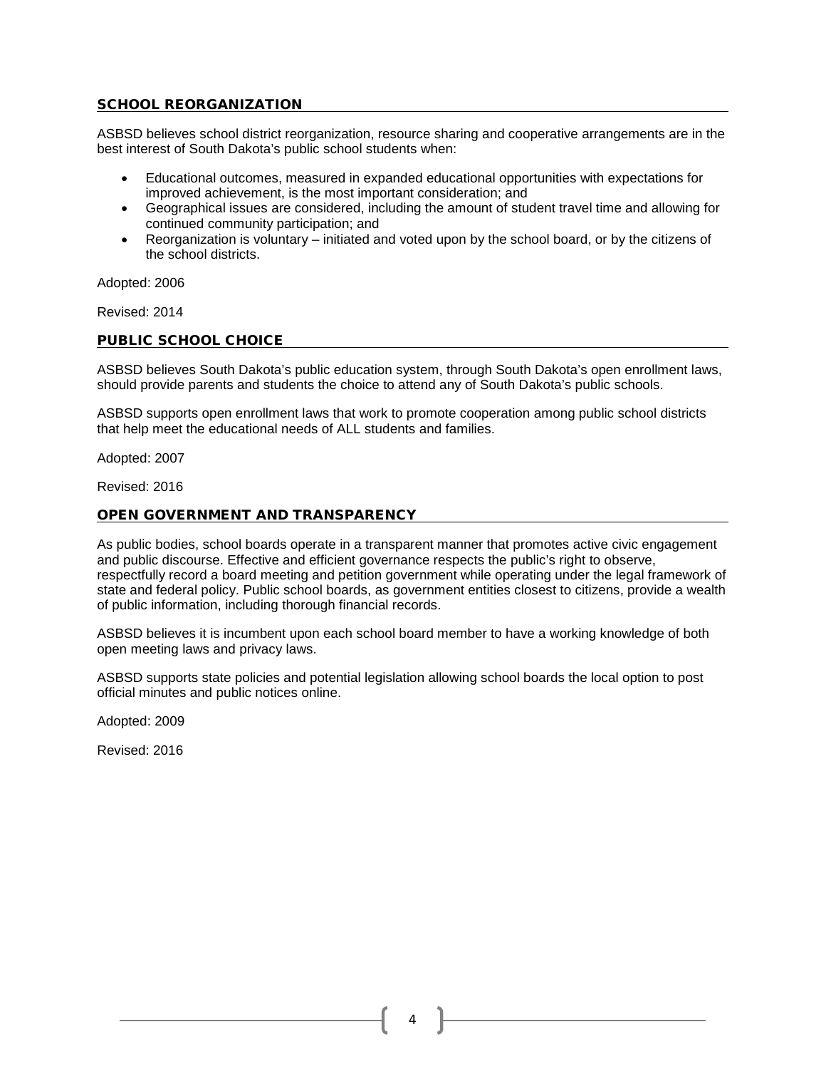## SCHOOL REORGANIZATION

ASBSD believes school district reorganization, resource sharing and cooperative arrangements are in the best interest of South Dakota's public school students when:

- Educational outcomes, measured in expanded educational opportunities with expectations for improved achievement, is the most important consideration; and
- Geographical issues are considered, including the amount of student travel time and allowing for continued community participation; and
- Reorganization is voluntary – initiated and voted upon by the school board, or by the citizens of the school districts.

Adopted: 2006

Revised: 2014

## PUBLIC SCHOOL CHOICE

ASBSD believes South Dakota's public education system, through South Dakota's open enrollment laws, should provide parents and students the choice to attend any of South Dakota's public schools.

ASBSD supports open enrollment laws that work to promote cooperation among public school districts that help meet the educational needs of ALL students and families.

Adopted: 2007

Revised: 2016

## OPEN GOVERNMENT AND TRANSPARENCY

As public bodies, school boards operate in a transparent manner that promotes active civic engagement and public discourse. Effective and efficient governance respects the public's right to observe, respectfully record a board meeting and petition government while operating under the legal framework of state and federal policy. Public school boards, as government entities closest to citizens, provide a wealth of public information, including thorough financial records.

ASBSD believes it is incumbent upon each school board member to have a working knowledge of both open meeting laws and privacy laws.

ASBSD supports state policies and potential legislation allowing school boards the local option to post official minutes and public notices online.

Adopted: 2009

Revised: 2016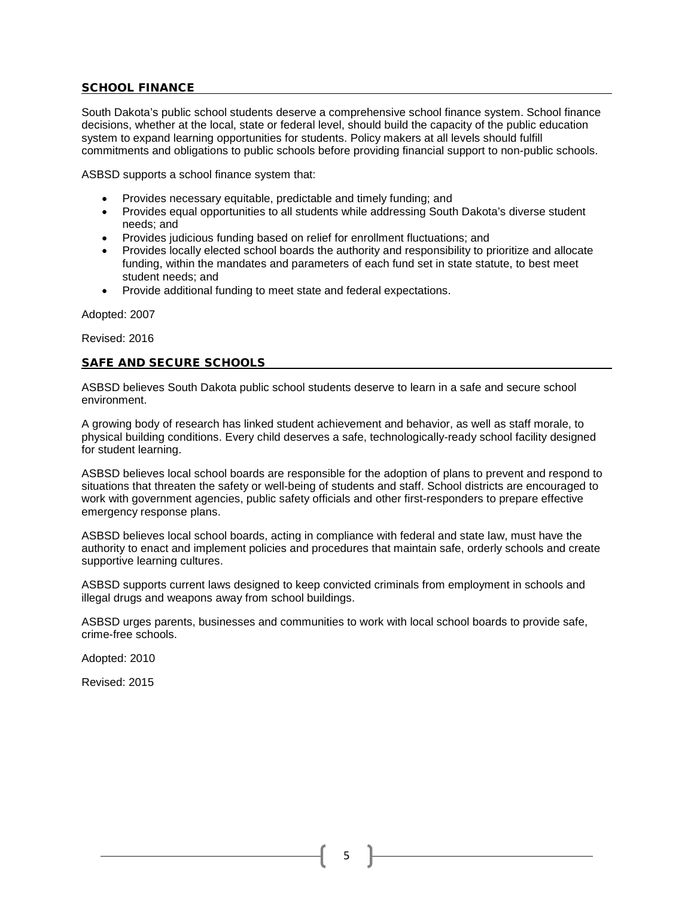## SCHOOL FINANCE

South Dakota's public school students deserve a comprehensive school finance system. School finance decisions, whether at the local, state or federal level, should build the capacity of the public education system to expand learning opportunities for students. Policy makers at all levels should fulfill commitments and obligations to public schools before providing financial support to non-public schools.

ASBSD supports a school finance system that:

- Provides necessary equitable, predictable and timely funding; and
- Provides equal opportunities to all students while addressing South Dakota's diverse student needs; and
- Provides judicious funding based on relief for enrollment fluctuations; and
- Provides locally elected school boards the authority and responsibility to prioritize and allocate funding, within the mandates and parameters of each fund set in state statute, to best meet student needs; and
- Provide additional funding to meet state and federal expectations.

Adopted: 2007

Revised: 2016

## SAFE AND SECURE SCHOOLS

ASBSD believes South Dakota public school students deserve to learn in a safe and secure school environment.

A growing body of research has linked student achievement and behavior, as well as staff morale, to physical building conditions. Every child deserves a safe, technologically-ready school facility designed for student learning.

ASBSD believes local school boards are responsible for the adoption of plans to prevent and respond to situations that threaten the safety or well-being of students and staff. School districts are encouraged to work with government agencies, public safety officials and other first-responders to prepare effective emergency response plans.

ASBSD believes local school boards, acting in compliance with federal and state law, must have the authority to enact and implement policies and procedures that maintain safe, orderly schools and create supportive learning cultures.

ASBSD supports current laws designed to keep convicted criminals from employment in schools and illegal drugs and weapons away from school buildings.

ASBSD urges parents, businesses and communities to work with local school boards to provide safe, crime-free schools.

Adopted: 2010

Revised: 2015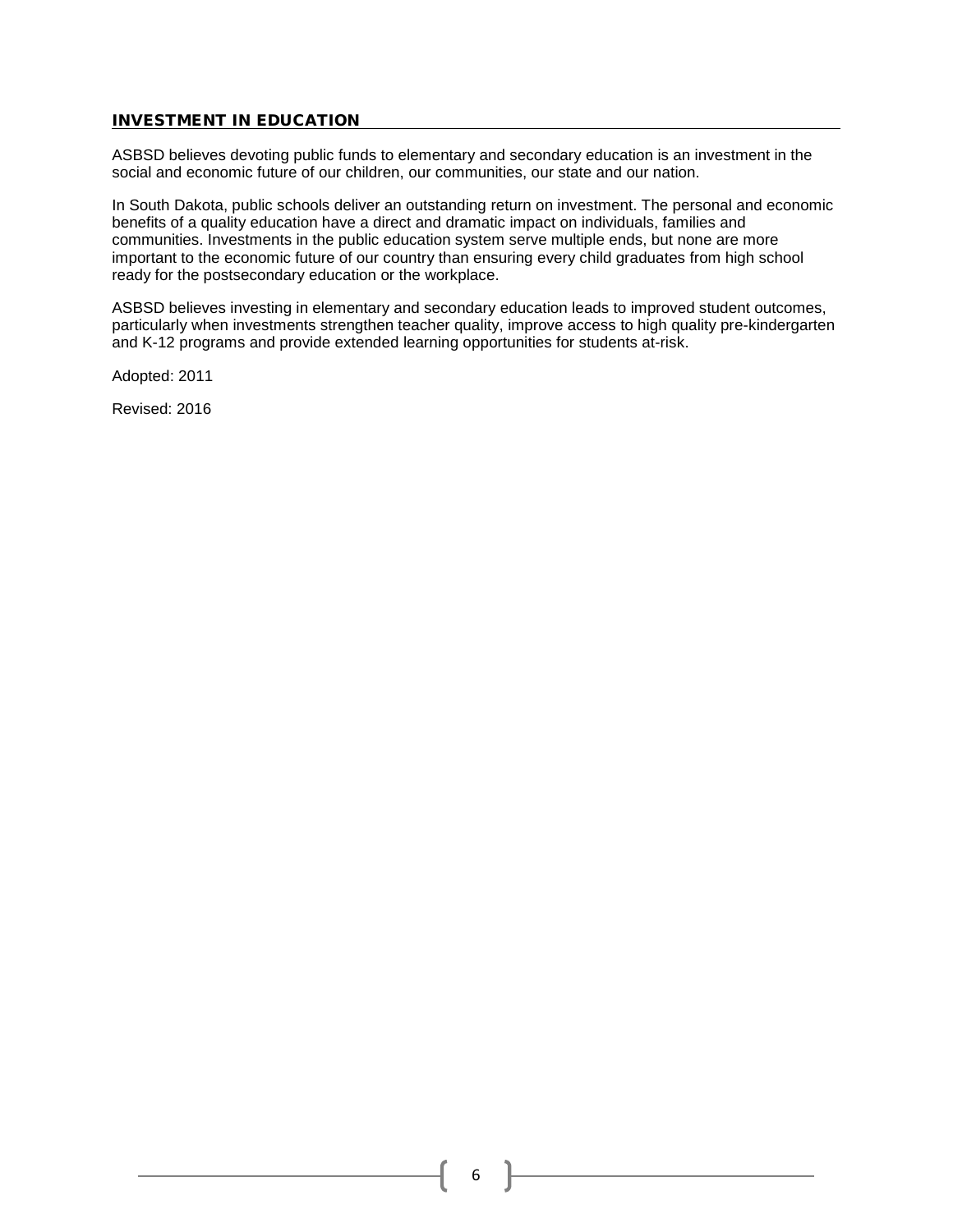## INVESTMENT IN EDUCATION

ASBSD believes devoting public funds to elementary and secondary education is an investment in the social and economic future of our children, our communities, our state and our nation.

In South Dakota, public schools deliver an outstanding return on investment. The personal and economic benefits of a quality education have a direct and dramatic impact on individuals, families and communities. Investments in the public education system serve multiple ends, but none are more important to the economic future of our country than ensuring every child graduates from high school ready for the postsecondary education or the workplace.

ASBSD believes investing in elementary and secondary education leads to improved student outcomes, particularly when investments strengthen teacher quality, improve access to high quality pre-kindergarten and K-12 programs and provide extended learning opportunities for students at-risk.

Adopted: 2011

Revised: 2016